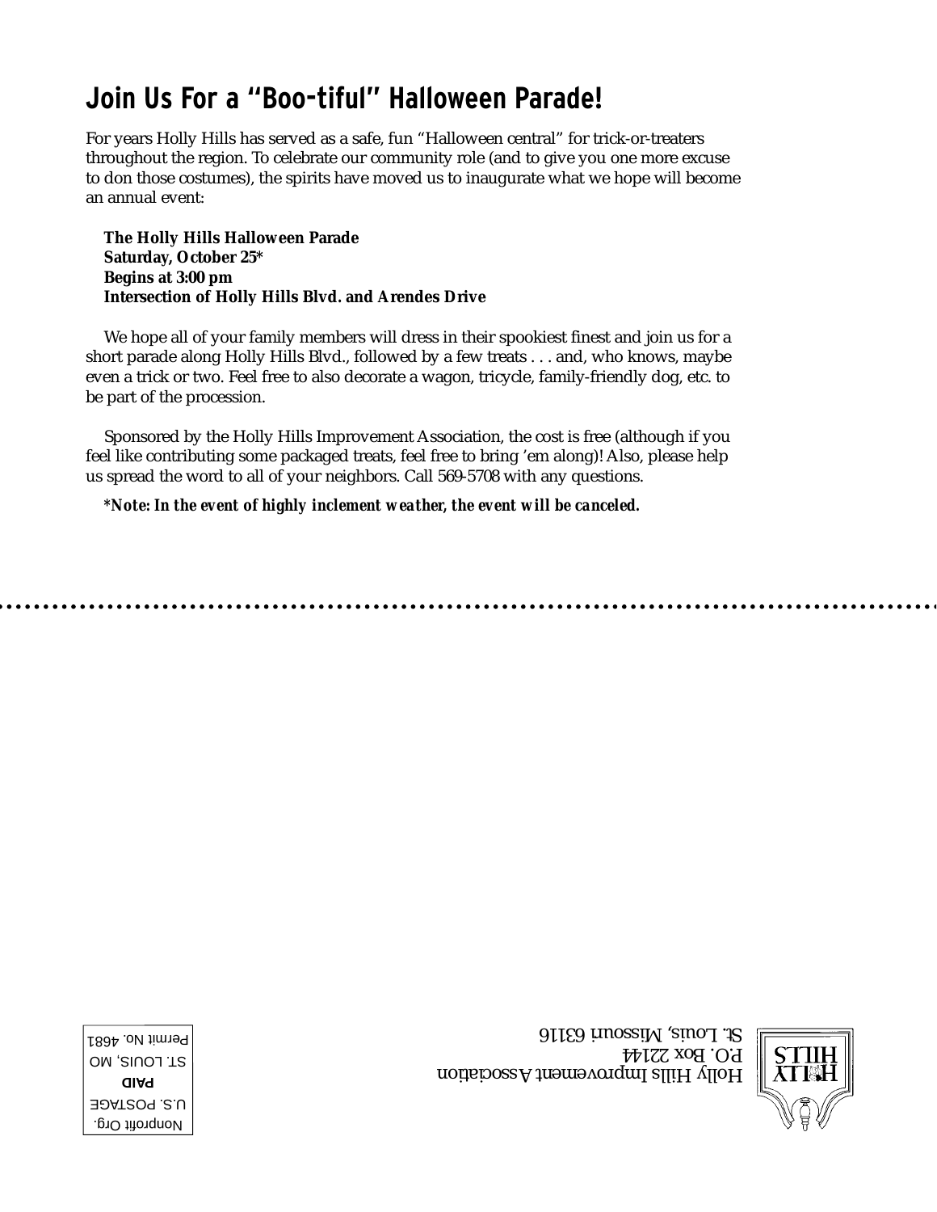# Join Us For a "Boo-tiful" Halloween Parade!

For years Holly Hills has served as a safe, fun "Halloween central" for trick-or-treaters throughout the region. To celebrate our community role (and to give you one more excuse to don those costumes), the spirits have moved us to inaugurate what we hope will become an annual event:

**The Holly Hills Halloween Parade**
**Saturday, October 25***
**Begins at 3:00 pm**
**Intersection of Holly Hills Blvd. and Arendes Drive**

We hope all of your family members will dress in their spookiest finest and join us for a short parade along Holly Hills Blvd., followed by a few treats . . . and, who knows, maybe even a trick or two. Feel free to also decorate a wagon, tricycle, family-friendly dog, etc. to be part of the procession.

Sponsored by the Holly Hills Improvement Association, the cost is free (although if you feel like contributing some packaged treats, feel free to bring 'em along)! Also, please help us spread the word to all of your neighbors. Call 569-5708 with any questions.

***Note: In the event of highly inclement weather, the event will be canceled.***

Holly Hills Improvement Association
P.O. Box 22144
St. Louis, Missouri 63116

Nonprofit Org.
U.S. POSTAGE
**PAID**
ST. LOUIS, MO
Permit No. 4681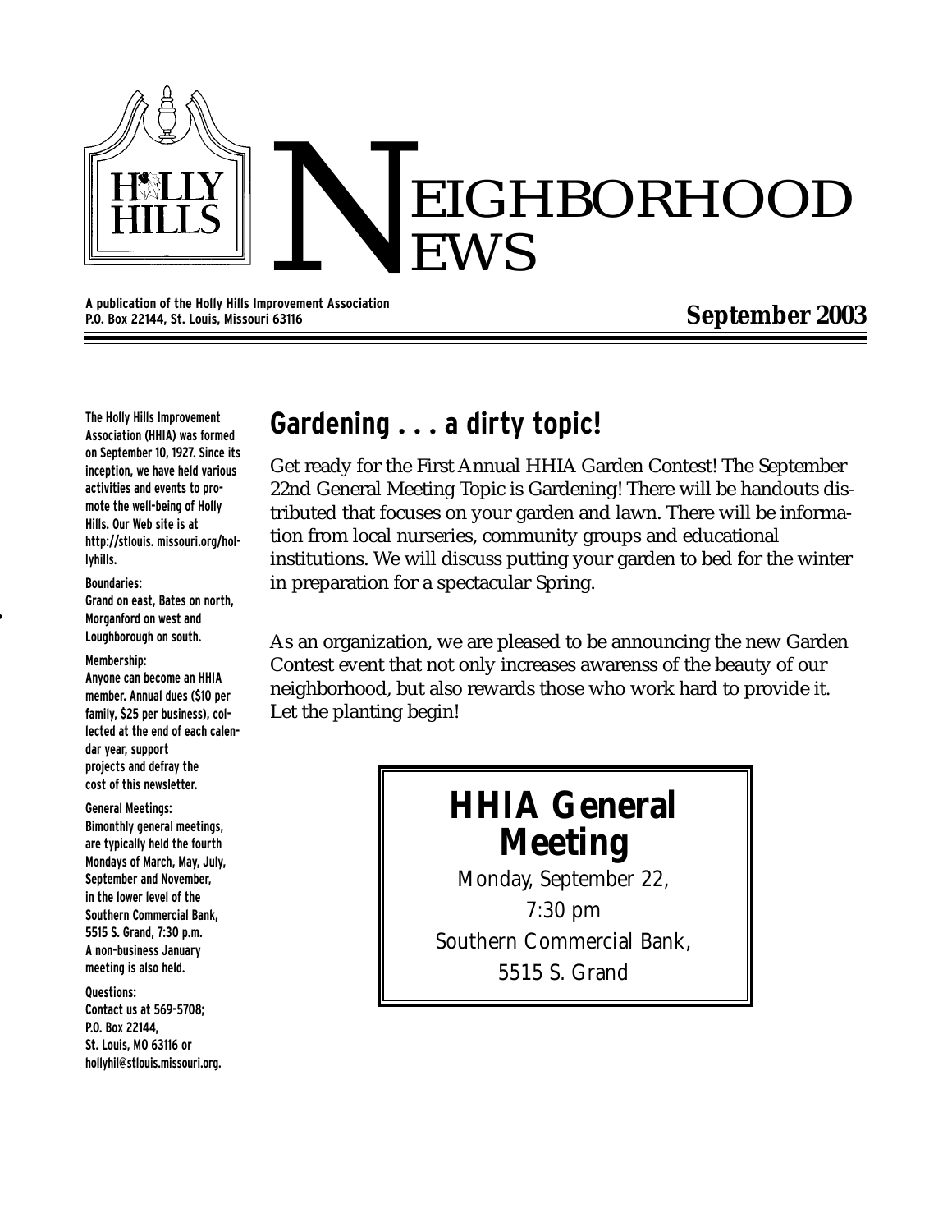# NEIGHBORHOOD NEWS

A publication of the Holly Hills Improvement Association
P.O. Box 22144, St. Louis, Missouri 63116

**September 2003**

The Holly Hills Improvement Association (HHIA) was formed on September 10, 1927. Since its inception, we have held various activities and events to promote the well-being of Holly Hills. Our Web site is at http://stlouis. missouri.org/hollyhills.

**Boundaries:**
Grand on east, Bates on north, Morganford on west and Loughborough on south.

**Membership:**
Anyone can become an HHIA member. Annual dues ($10 per family, $25 per business), collected at the end of each calendar year, support projects and defray the cost of this newsletter.

**General Meetings:**
Bimonthly general meetings, are typically held the fourth Mondays of March, May, July, September and November, in the lower level of the Southern Commercial Bank, 5515 S. Grand, 7:30 p.m. A non-business January meeting is also held.

**Questions:**
Contact us at 569-5708; P.O. Box 22144, St. Louis, MO 63116 or hollyhil@stlouis.missouri.org.

## Gardening . . . a dirty topic!

Get ready for the First Annual HHIA Garden Contest! The September 22nd General Meeting Topic is Gardening! There will be handouts distributed that focuses on your garden and lawn. There will be information from local nurseries, community groups and educational institutions. We will discuss putting your garden to bed for the winter in preparation for a spectacular Spring.

As an organization, we are pleased to be announcing the new Garden Contest event that not only increases awarenss of the beauty of our neighborhood, but also rewards those who work hard to provide it. Let the planting begin!

### HHIA General Meeting

Monday, September 22,
7:30 pm
Southern Commercial Bank,
5515 S. Grand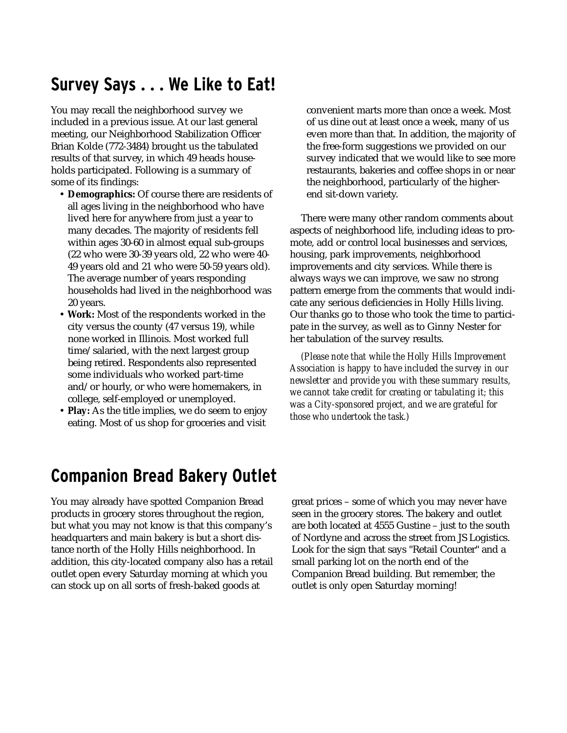## Survey Says . . . We Like to Eat!

You may recall the neighborhood survey we included in a previous issue. At our last general meeting, our Neighborhood Stabilization Officer Brian Kolde (772-3484) brought us the tabulated results of that survey, in which 49 heads households participated. Following is a summary of some of its findings:

- **Demographics:** Of course there are residents of all ages living in the neighborhood who have lived here for anywhere from just a year to many decades. The majority of residents fell within ages 30-60 in almost equal sub-groups (22 who were 30-39 years old, 22 who were 40-49 years old and 21 who were 50-59 years old). The average number of years responding households had lived in the neighborhood was 20 years.
- **Work:** Most of the respondents worked in the city versus the county (47 versus 19), while none worked in Illinois. Most worked full time/salaried, with the next largest group being retired. Respondents also represented some individuals who worked part-time and/or hourly, or who were homemakers, in college, self-employed or unemployed.
- **Play:** As the title implies, we do seem to enjoy eating. Most of us shop for groceries and visit convenient marts more than once a week. Most of us dine out at least once a week, many of us even more than that. In addition, the majority of the free-form suggestions we provided on our survey indicated that we would like to see more restaurants, bakeries and coffee shops in or near the neighborhood, particularly of the higher-end sit-down variety.

There were many other random comments about aspects of neighborhood life, including ideas to promote, add or control local businesses and services, housing, park improvements, neighborhood improvements and city services. While there is always ways we can improve, we saw no strong pattern emerge from the comments that would indicate any serious deficiencies in Holly Hills living. Our thanks go to those who took the time to participate in the survey, as well as to Ginny Nester for her tabulation of the survey results.

*(Please note that while the Holly Hills Improvement Association is happy to have included the survey in our newsletter and provide you with these summary results, we cannot take credit for creating or tabulating it; this was a City-sponsored project, and we are grateful for those who undertook the task.)*

## Companion Bread Bakery Outlet

You may already have spotted Companion Bread products in grocery stores throughout the region, but what you may not know is that this company's headquarters and main bakery is but a short distance north of the Holly Hills neighborhood. In addition, this city-located company also has a retail outlet open every Saturday morning at which you can stock up on all sorts of fresh-baked goods at great prices – some of which you may never have seen in the grocery stores. The bakery and outlet are both located at 4555 Gustine – just to the south of Nordyne and across the street from JS Logistics. Look for the sign that says "Retail Counter" and a small parking lot on the north end of the Companion Bread building. But remember, the outlet is only open Saturday morning!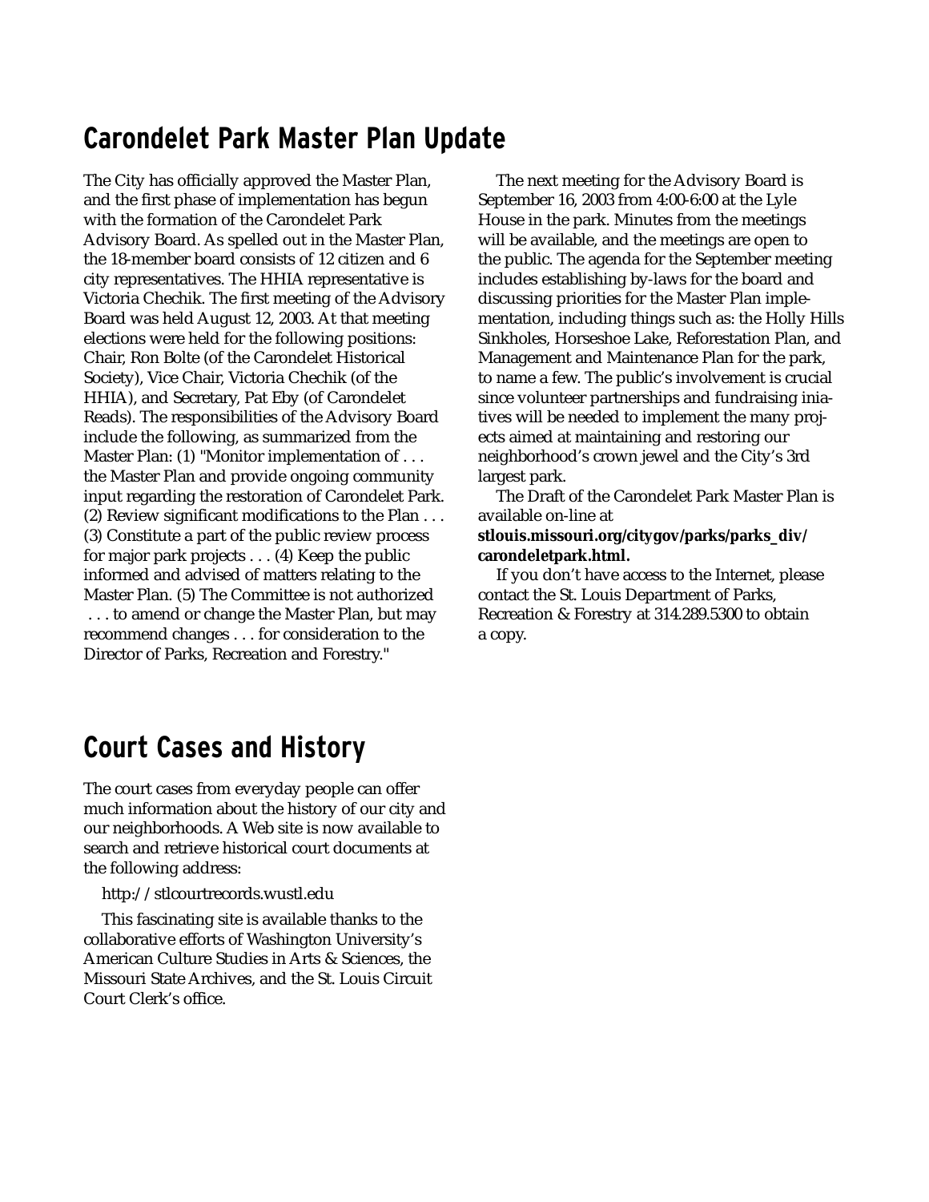## Carondelet Park Master Plan Update

The City has officially approved the Master Plan, and the first phase of implementation has begun with the formation of the Carondelet Park Advisory Board. As spelled out in the Master Plan, the 18-member board consists of 12 citizen and 6 city representatives. The HHIA representative is Victoria Chechik. The first meeting of the Advisory Board was held August 12, 2003. At that meeting elections were held for the following positions: Chair, Ron Bolte (of the Carondelet Historical Society), Vice Chair, Victoria Chechik (of the HHIA), and Secretary, Pat Eby (of Carondelet Reads). The responsibilities of the Advisory Board include the following, as summarized from the Master Plan: (1) "Monitor implementation of . . . the Master Plan and provide ongoing community input regarding the restoration of Carondelet Park. (2) Review significant modifications to the Plan . . . (3) Constitute a part of the public review process for major park projects . . . (4) Keep the public informed and advised of matters relating to the Master Plan. (5) The Committee is not authorized . . . to amend or change the Master Plan, but may recommend changes . . . for consideration to the Director of Parks, Recreation and Forestry."

The next meeting for the Advisory Board is September 16, 2003 from 4:00-6:00 at the Lyle House in the park. Minutes from the meetings will be available, and the meetings are open to the public. The agenda for the September meeting includes establishing by-laws for the board and discussing priorities for the Master Plan implementation, including things such as: the Holly Hills Sinkholes, Horseshoe Lake, Reforestation Plan, and Management and Maintenance Plan for the park, to name a few. The public's involvement is crucial since volunteer partnerships and fundraising iniatives will be needed to implement the many projects aimed at maintaining and restoring our neighborhood's crown jewel and the City's 3rd largest park.

The Draft of the Carondelet Park Master Plan is available on-line at **stlouis.missouri.org/citygov/parks/parks_div/carondeletpark.html.**

If you don't have access to the Internet, please contact the St. Louis Department of Parks, Recreation & Forestry at 314.289.5300 to obtain a copy.

## Court Cases and History

The court cases from everyday people can offer much information about the history of our city and our neighborhoods. A Web site is now available to search and retrieve historical court documents at the following address:

http://stlcourtrecords.wustl.edu

This fascinating site is available thanks to the collaborative efforts of Washington University's American Culture Studies in Arts & Sciences, the Missouri State Archives, and the St. Louis Circuit Court Clerk's office.